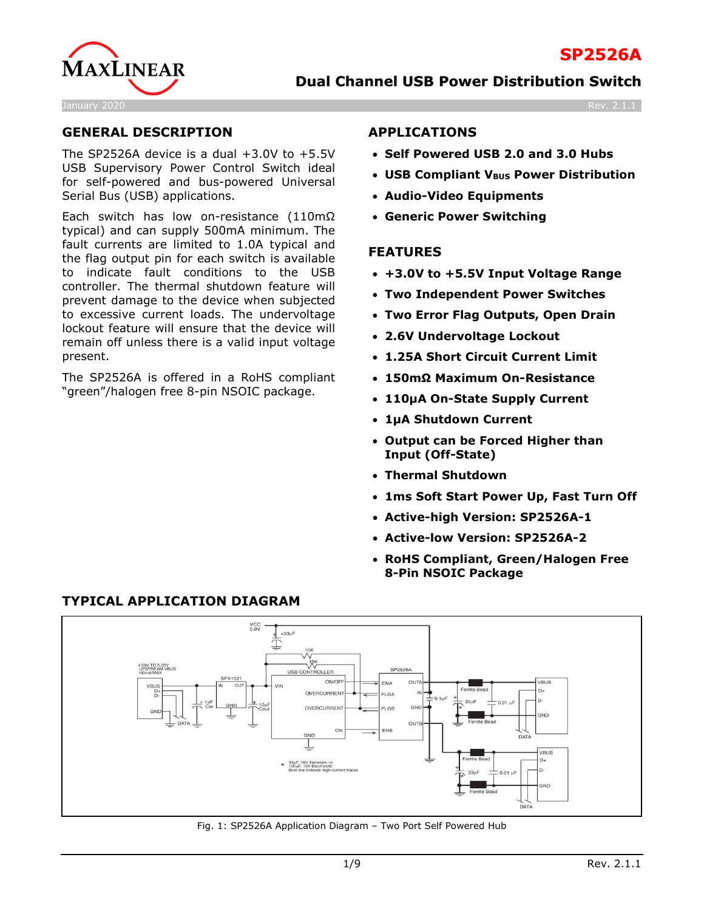# SP2526A

## Dual Channel USB Power Distribution Switch

January 2020 Rev. 2.1.1

## GENERAL DESCRIPTION

The SP2526A device is a dual +3.0V to +5.5V USB Supervisory Power Control Switch ideal for self-powered and bus-powered Universal Serial Bus (USB) applications.

Each switch has low on-resistance (110mΩ typical) and can supply 500mA minimum. The fault currents are limited to 1.0A typical and the flag output pin for each switch is available to indicate fault conditions to the USB controller. The thermal shutdown feature will prevent damage to the device when subjected to excessive current loads. The undervoltage lockout feature will ensure that the device will remain off unless there is a valid input voltage present.

The SP2526A is offered in a RoHS compliant "green"/halogen free 8-pin NSOIC package.

## APPLICATIONS

- **Self Powered USB 2.0 and 3.0 Hubs**
- **USB Compliant $V_{BUS}$ Power Distribution**
- **Audio-Video Equipments**
- **Generic Power Switching**

## FEATURES

- **+3.0V to +5.5V Input Voltage Range**
- **Two Independent Power Switches**
- **Two Error Flag Outputs, Open Drain**
- **2.6V Undervoltage Lockout**
- **1.25A Short Circuit Current Limit**
- **150mΩ Maximum On-Resistance**
- **110µA On-State Supply Current**
- **1µA Shutdown Current**
- **Output can be Forced Higher than Input (Off-State)**
- **Thermal Shutdown**
- **1ms Soft Start Power Up, Fast Turn Off**
- **Active-high Version: SP2526A-1**
- **Active-low Version: SP2526A-2**
- **RoHS Compliant, Green/Halogen Free 8-Pin NSOIC Package**

## TYPICAL APPLICATION DIAGRAM

Fig. 1: SP2526A Application Diagram – Two Port Self Powered Hub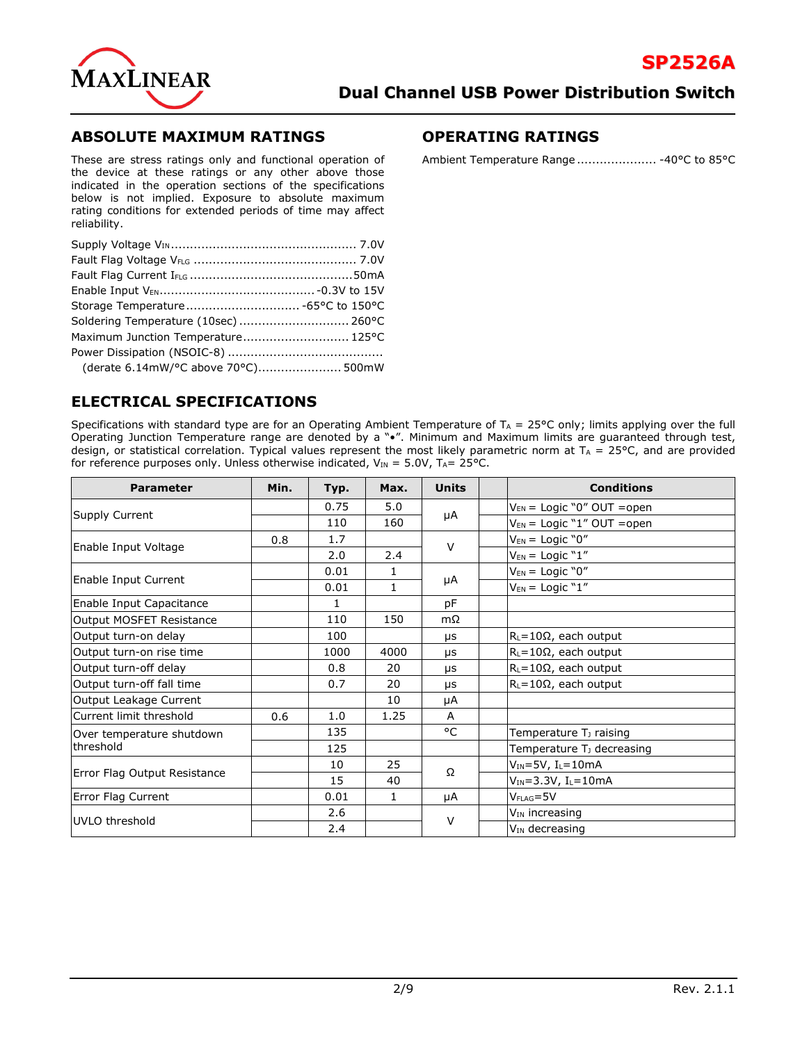## ABSOLUTE MAXIMUM RATINGS

These are stress ratings only and functional operation of the device at these ratings or any other above those indicated in the operation sections of the specifications below is not implied. Exposure to absolute maximum rating conditions for extended periods of time may affect reliability.

Supply Voltage $V_{IN}$ .................................................. 7.0V
Fault Flag Voltage $V_{FLG}$ ........................................... 7.0V
Fault Flag Current $I_{FLG}$ ............................................ 50mA
Enable Input $V_{EN}$ ......................................... -0.3V to 15V
Storage Temperature .............................. -65°C to 150°C
Soldering Temperature (10sec) ............................ 260°C
Maximum Junction Temperature ........................... 125°C
Power Dissipation (NSOIC-8) ........................................
(derate 6.14mW/°C above 70°C)...................... 500mW

## OPERATING RATINGS

Ambient Temperature Range ..................... -40°C to 85°C

## ELECTRICAL SPECIFICATIONS

Specifications with standard type are for an Operating Ambient Temperature of $T_A$ = 25°C only; limits applying over the full Operating Junction Temperature range are denoted by a "•". Minimum and Maximum limits are guaranteed through test, design, or statistical correlation. Typical values represent the most likely parametric norm at $T_A$ = 25°C, and are provided for reference purposes only. Unless otherwise indicated, $V_{IN}$ = 5.0V, $T_A$= 25°C.

| Parameter | Min. | Typ. | Max. | Units | | Conditions |
|---|---|---|---|---|---|---|
| Supply Current | | 0.75 | 5.0 | µA | | $V_{EN}$ = Logic "0" OUT =open |
| | | 110 | 160 | | | $V_{EN}$ = Logic "1" OUT =open |
| Enable Input Voltage | 0.8 | 1.7 | | V | | $V_{EN}$ = Logic "0" |
| | | 2.0 | 2.4 | | | $V_{EN}$ = Logic "1" |
| Enable Input Current | | 0.01 | 1 | µA | | $V_{EN}$ = Logic "0" |
| | | 0.01 | 1 | | | $V_{EN}$ = Logic "1" |
| Enable Input Capacitance | | 1 | | pF | | |
| Output MOSFET Resistance | | 110 | 150 | mΩ | | |
| Output turn-on delay | | 100 | | µs | | $R_L$=10Ω, each output |
| Output turn-on rise time | | 1000 | 4000 | µs | | $R_L$=10Ω, each output |
| Output turn-off delay | | 0.8 | 20 | µs | | $R_L$=10Ω, each output |
| Output turn-off fall time | | 0.7 | 20 | µs | | $R_L$=10Ω, each output |
| Output Leakage Current | | | 10 | µA | | |
| Current limit threshold | 0.6 | 1.0 | 1.25 | A | | |
| Over temperature shutdown threshold | | 135 | | °C | | Temperature $T_J$ raising |
| | | 125 | | | | Temperature $T_J$ decreasing |
| Error Flag Output Resistance | | 10 | 25 | Ω | | $V_{IN}$=5V, $I_L$=10mA |
| | | 15 | 40 | | | $V_{IN}$=3.3V, $I_L$=10mA |
| Error Flag Current | | 0.01 | 1 | µA | | $V_{FLAG}$=5V |
| UVLO threshold | | 2.6 | | V | | $V_{IN}$ increasing |
| | | 2.4 | | | | $V_{IN}$ decreasing |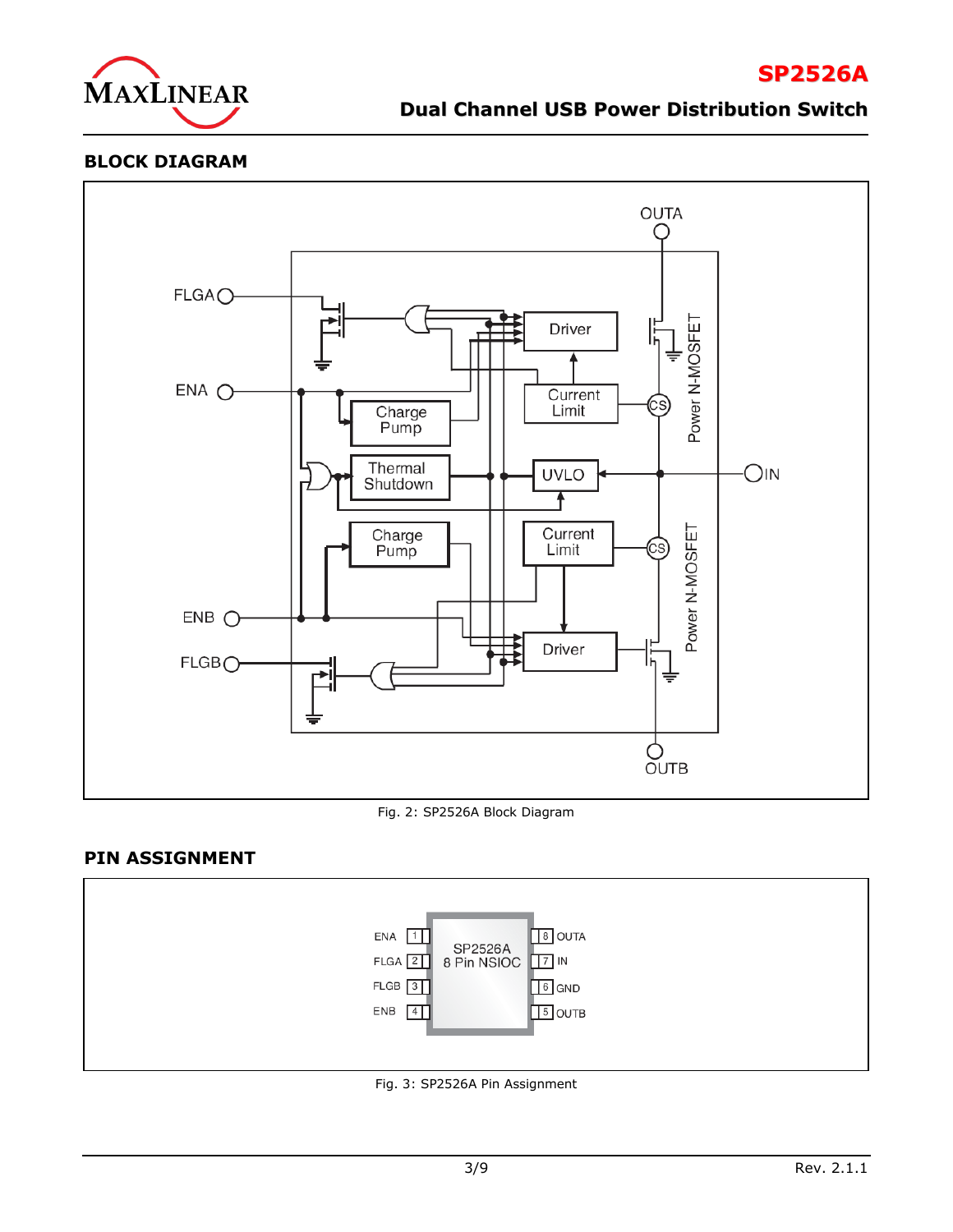## BLOCK DIAGRAM

Fig. 2: SP2526A Block Diagram

## PIN ASSIGNMENT

Fig. 3: SP2526A Pin Assignment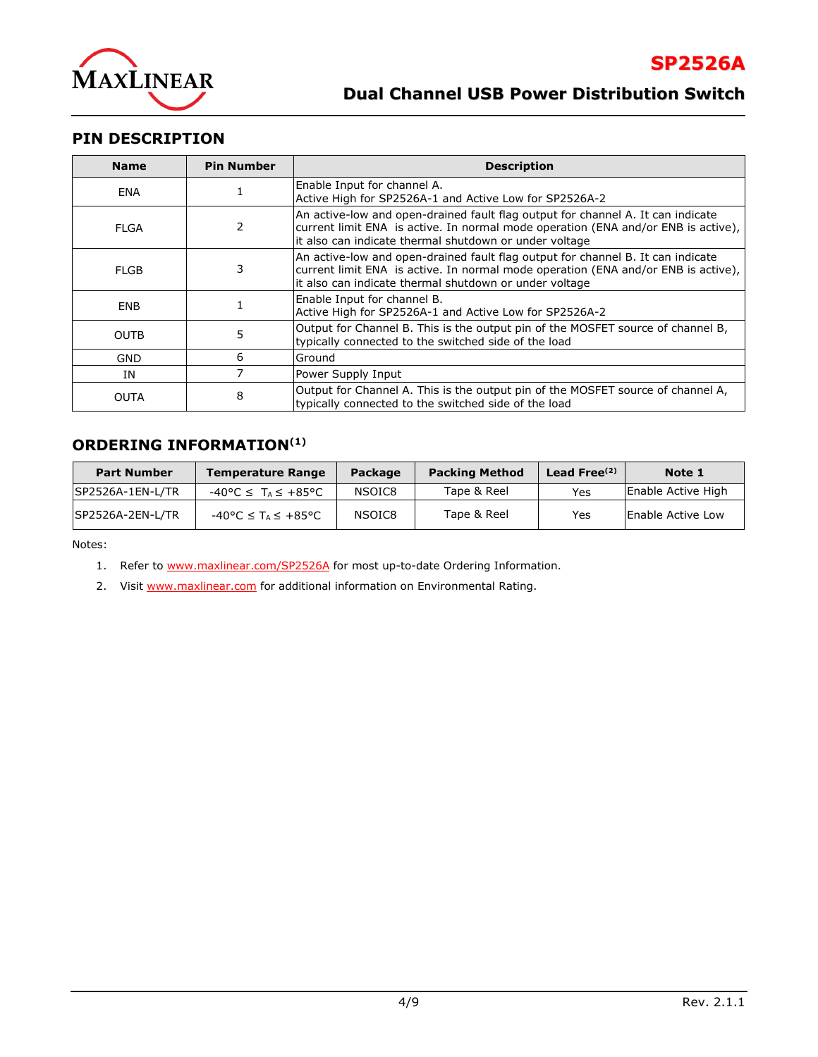## PIN DESCRIPTION

| Name | Pin Number | Description |
|---|---|---|
| ENA | 1 | Enable Input for channel A.<br>Active High for SP2526A-1 and Active Low for SP2526A-2 |
| FLGA | 2 | An active-low and open-drained fault flag output for channel A. It can indicate current limit ENA is active. In normal mode operation (ENA and/or ENB is active), it also can indicate thermal shutdown or under voltage |
| FLGB | 3 | An active-low and open-drained fault flag output for channel B. It can indicate current limit ENA is active. In normal mode operation (ENA and/or ENB is active), it also can indicate thermal shutdown or under voltage |
| ENB | 1 | Enable Input for channel B.<br>Active High for SP2526A-1 and Active Low for SP2526A-2 |
| OUTB | 5 | Output for Channel B. This is the output pin of the MOSFET source of channel B, typically connected to the switched side of the load |
| GND | 6 | Ground |
| IN | 7 | Power Supply Input |
| OUTA | 8 | Output for Channel A. This is the output pin of the MOSFET source of channel A, typically connected to the switched side of the load |

## ORDERING INFORMATION[1]

| Part Number | Temperature Range | Package | Packing Method | Lead Free[2] | Note 1 |
|---|---|---|---|---|---|
| SP2526A-1EN-L/TR | -40°C ≤ $T_A$ ≤ +85°C | NSOIC8 | Tape & Reel | Yes | Enable Active High |
| SP2526A-2EN-L/TR | -40°C ≤ $T_A$ ≤ +85°C | NSOIC8 | Tape & Reel | Yes | Enable Active Low |

Notes:

1. Refer to www.maxlinear.com/SP2526A for most up-to-date Ordering Information.
2. Visit www.maxlinear.com for additional information on Environmental Rating.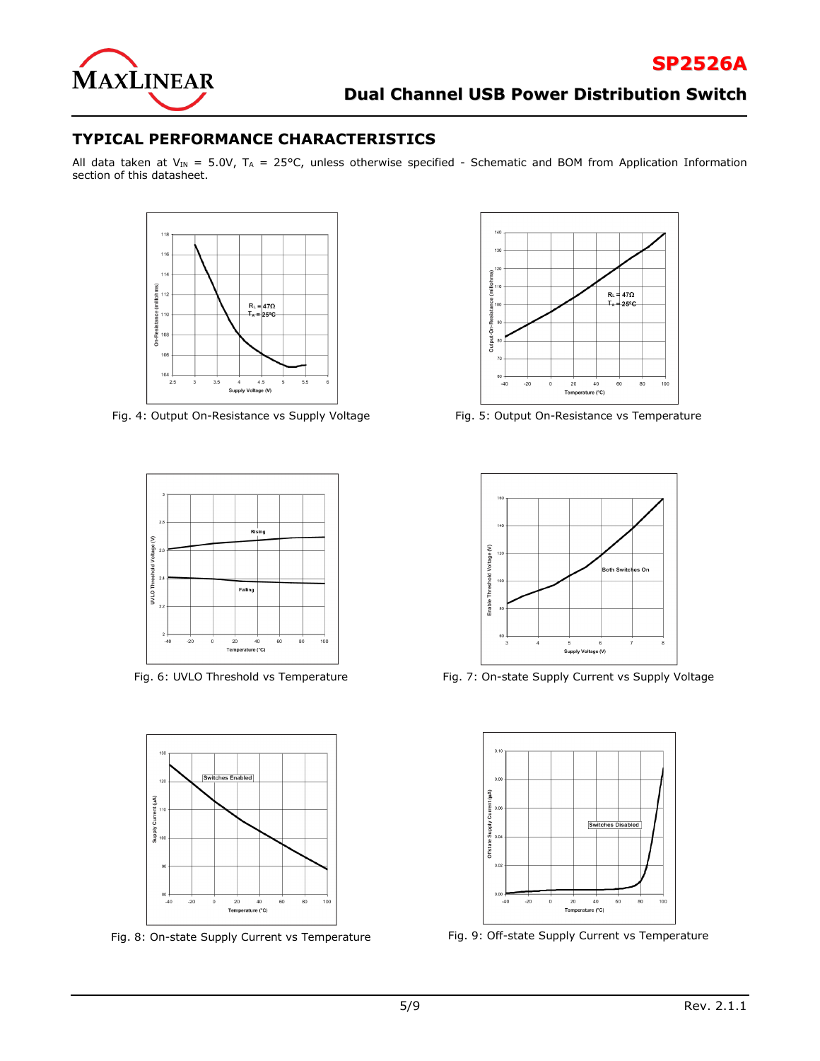## TYPICAL PERFORMANCE CHARACTERISTICS

All data taken at $V_{IN}$ = 5.0V, $T_A$ = 25°C, unless otherwise specified - Schematic and BOM from Application Information section of this datasheet.

Fig. 4: Output On-Resistance vs Supply Voltage

Fig. 5: Output On-Resistance vs Temperature

Fig. 6: UVLO Threshold vs Temperature

Fig. 7: On-state Supply Current vs Supply Voltage

Fig. 8: On-state Supply Current vs Temperature

Fig. 9: Off-state Supply Current vs Temperature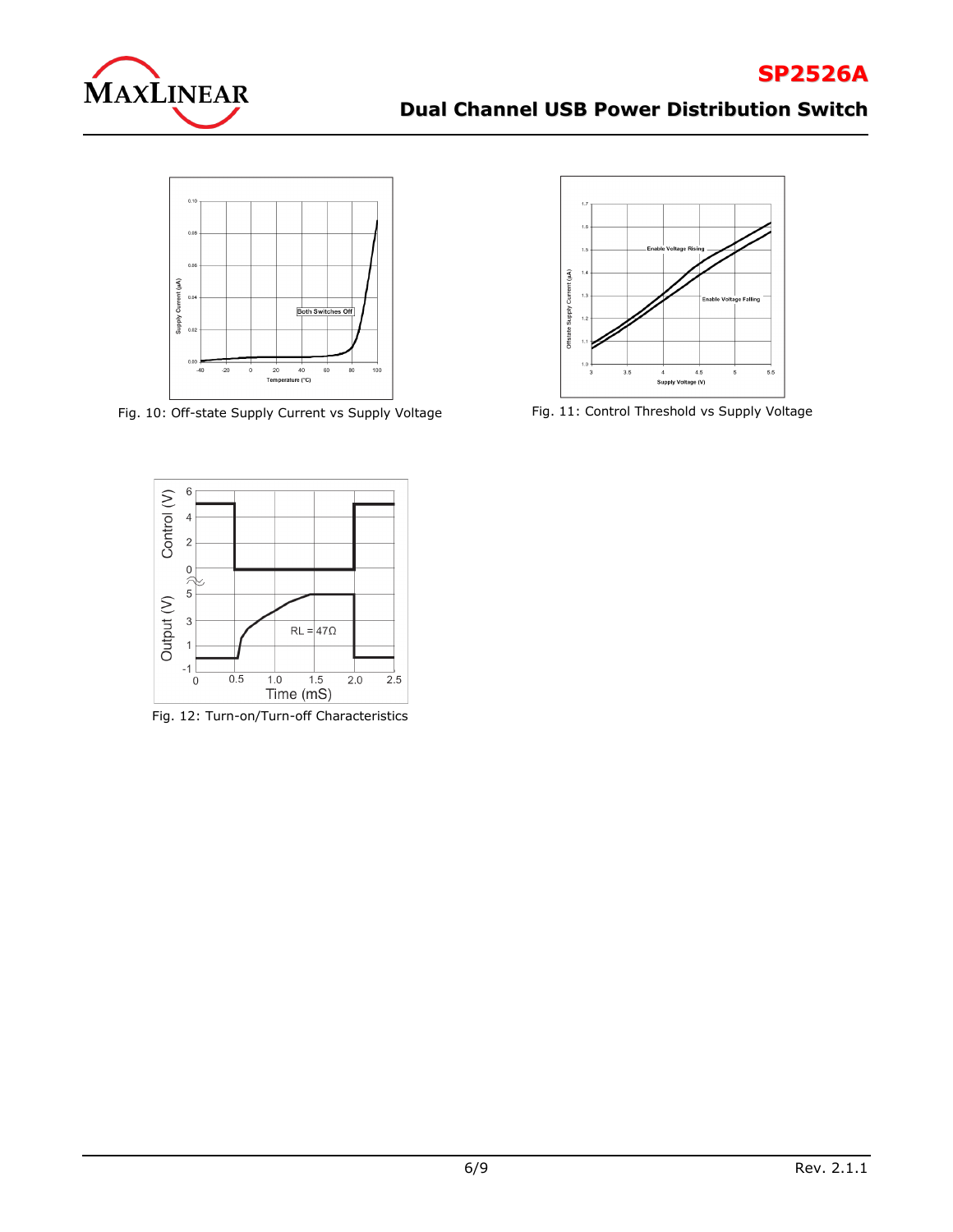Fig. 10: Off-state Supply Current vs Supply Voltage

Fig. 11: Control Threshold vs Supply Voltage

Fig. 12: Turn-on/Turn-off Characteristics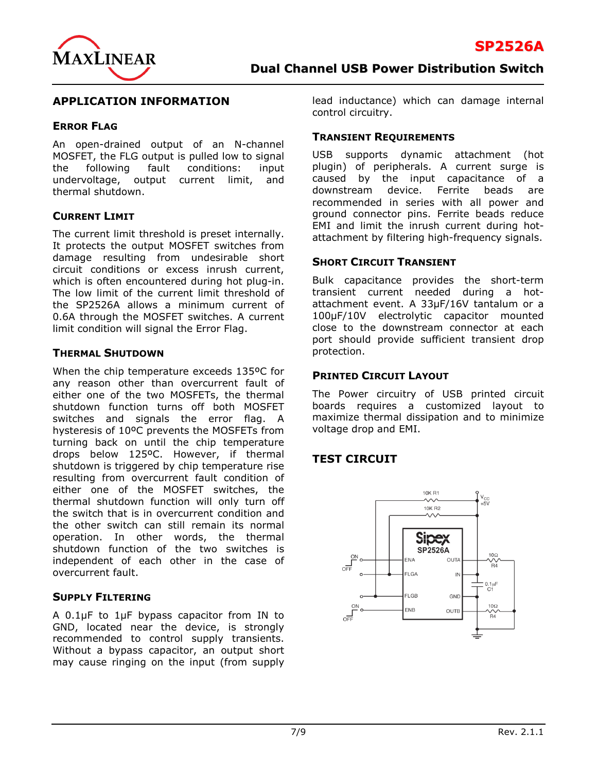## APPLICATION INFORMATION

### ERROR FLAG

An open-drained output of an N-channel MOSFET, the FLG output is pulled low to signal the following fault conditions: input undervoltage, output current limit, and thermal shutdown.

### CURRENT LIMIT

The current limit threshold is preset internally. It protects the output MOSFET switches from damage resulting from undesirable short circuit conditions or excess inrush current, which is often encountered during hot plug-in. The low limit of the current limit threshold of the SP2526A allows a minimum current of 0.6A through the MOSFET switches. A current limit condition will signal the Error Flag.

### THERMAL SHUTDOWN

When the chip temperature exceeds 135ºC for any reason other than overcurrent fault of either one of the two MOSFETs, the thermal shutdown function turns off both MOSFET switches and signals the error flag. A hysteresis of 10ºC prevents the MOSFETs from turning back on until the chip temperature drops below 125ºC. However, if thermal shutdown is triggered by chip temperature rise resulting from overcurrent fault condition of either one of the MOSFET switches, the thermal shutdown function will only turn off the switch that is in overcurrent condition and the other switch can still remain its normal operation. In other words, the thermal shutdown function of the two switches is independent of each other in the case of overcurrent fault.

### SUPPLY FILTERING

A 0.1µF to 1µF bypass capacitor from IN to GND, located near the device, is strongly recommended to control supply transients. Without a bypass capacitor, an output short may cause ringing on the input (from supply lead inductance) which can damage internal control circuitry.

### TRANSIENT REQUIREMENTS

USB supports dynamic attachment (hot plugin) of peripherals. A current surge is caused by the input capacitance of a downstream device. Ferrite beads are recommended in series with all power and ground connector pins. Ferrite beads reduce EMI and limit the inrush current during hot-attachment by filtering high-frequency signals.

### SHORT CIRCUIT TRANSIENT

Bulk capacitance provides the short-term transient current needed during a hot-attachment event. A 33µF/16V tantalum or a 100µF/10V electrolytic capacitor mounted close to the downstream connector at each port should provide sufficient transient drop protection.

### PRINTED CIRCUIT LAYOUT

The Power circuitry of USB printed circuit boards requires a customized layout to maximize thermal dissipation and to minimize voltage drop and EMI.

## TEST CIRCUIT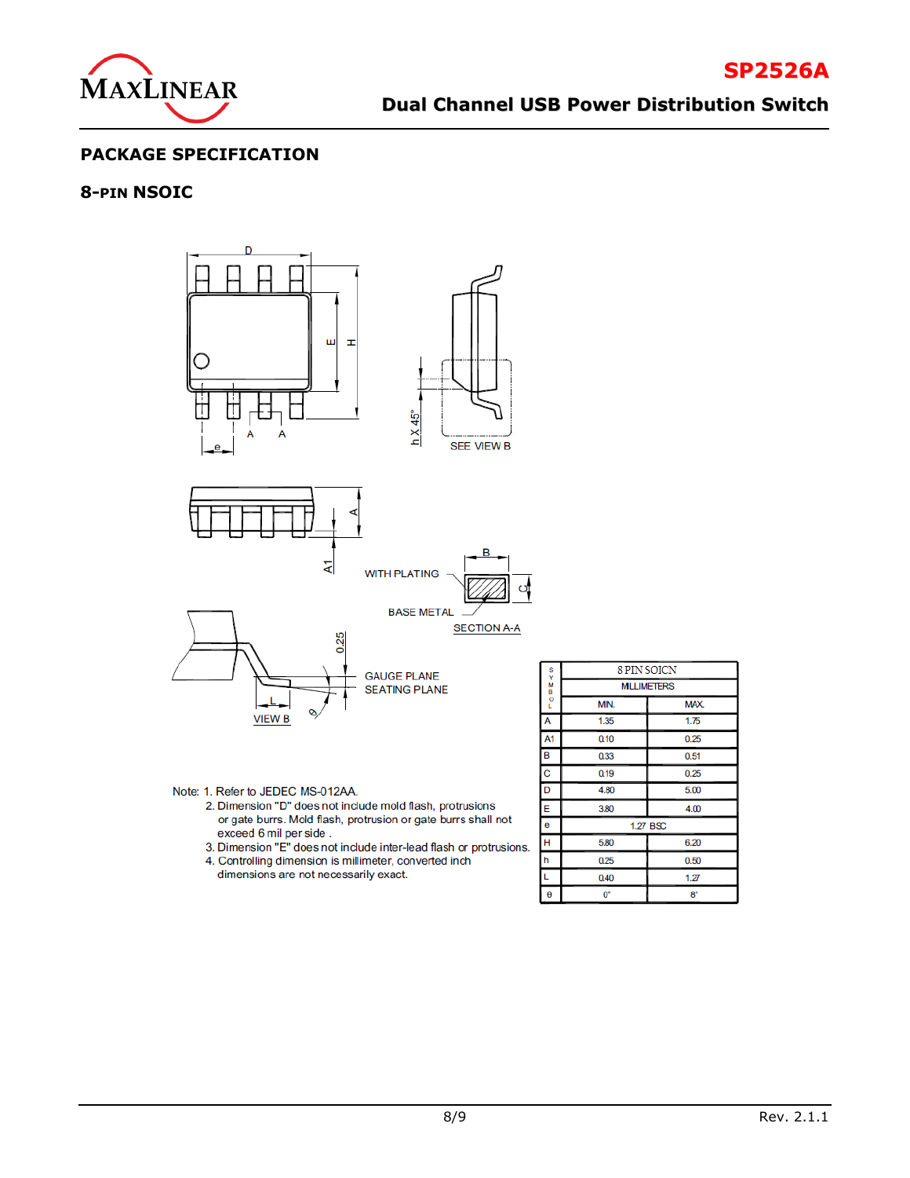## PACKAGE SPECIFICATION

### 8-PIN NSOIC

Note: 1. Refer to JEDEC MS-012AA.

2. Dimension "D" does not include mold flash, protrusions or gate burrs. Mold flash, protrusion or gate burrs shall not exceed 6 mil per side .
3. Dimension "E" does not include inter-lead flash or protrusions.
4. Controlling dimension is millimeter, converted inch dimensions are not necessarily exact.

| SYMBOL | 8 PIN SOICN | |
|---|---|---|
| | MILLIMETERS | |
| | MIN. | MAX. |
| A | 1.35 | 1.75 |
| A1 | 0.10 | 0.25 |
| B | 0.33 | 0.51 |
| C | 0.19 | 0.25 |
| D | 4.80 | 5.00 |
| E | 3.80 | 4.00 |
| e | 1.27 BSC | |
| H | 5.80 | 6.20 |
| h | 0.25 | 0.50 |
| L | 0.40 | 1.27 |
| θ | 0° | 8° |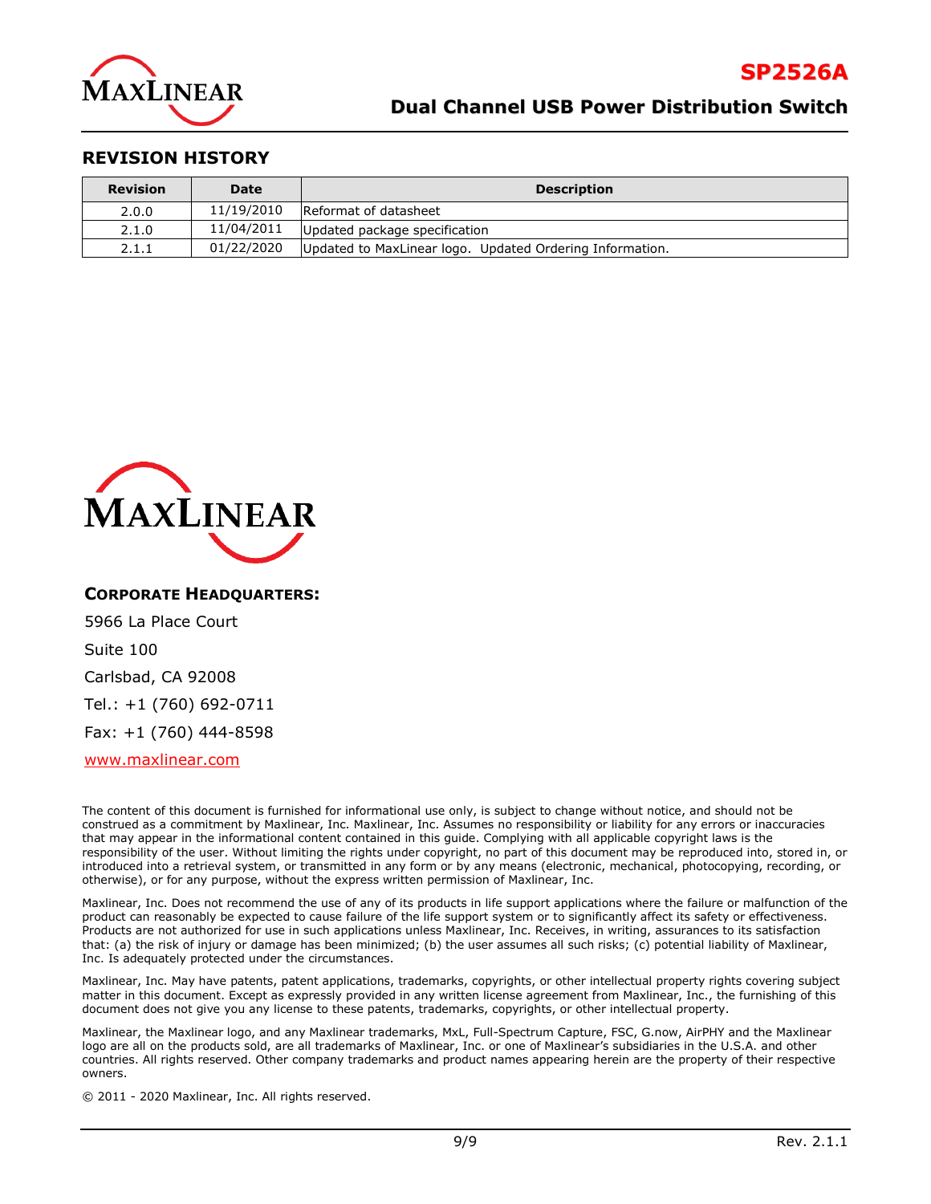## REVISION HISTORY

| Revision | Date | Description |
|---|---|---|
| 2.0.0 | 11/19/2010 | Reformat of datasheet |
| 2.1.0 | 11/04/2011 | Updated package specification |
| 2.1.1 | 01/22/2020 | Updated to MaxLinear logo. Updated Ordering Information. |

**CORPORATE HEADQUARTERS:**

5966 La Place Court

Suite 100

Carlsbad, CA 92008

Tel.: +1 (760) 692-0711

Fax: +1 (760) 444-8598

www.maxlinear.com

The content of this document is furnished for informational use only, is subject to change without notice, and should not be construed as a commitment by Maxlinear, Inc. Maxlinear, Inc. Assumes no responsibility or liability for any errors or inaccuracies that may appear in the informational content contained in this guide. Complying with all applicable copyright laws is the responsibility of the user. Without limiting the rights under copyright, no part of this document may be reproduced into, stored in, or introduced into a retrieval system, or transmitted in any form or by any means (electronic, mechanical, photocopying, recording, or otherwise), or for any purpose, without the express written permission of Maxlinear, Inc.

Maxlinear, Inc. Does not recommend the use of any of its products in life support applications where the failure or malfunction of the product can reasonably be expected to cause failure of the life support system or to significantly affect its safety or effectiveness. Products are not authorized for use in such applications unless Maxlinear, Inc. Receives, in writing, assurances to its satisfaction that: (a) the risk of injury or damage has been minimized; (b) the user assumes all such risks; (c) potential liability of Maxlinear, Inc. Is adequately protected under the circumstances.

Maxlinear, Inc. May have patents, patent applications, trademarks, copyrights, or other intellectual property rights covering subject matter in this document. Except as expressly provided in any written license agreement from Maxlinear, Inc., the furnishing of this document does not give you any license to these patents, trademarks, copyrights, or other intellectual property.

Maxlinear, the Maxlinear logo, and any Maxlinear trademarks, MxL, Full-Spectrum Capture, FSC, G.now, AirPHY and the Maxlinear logo are all on the products sold, are all trademarks of Maxlinear, Inc. or one of Maxlinear's subsidiaries in the U.S.A. and other countries. All rights reserved. Other company trademarks and product names appearing herein are the property of their respective owners.

© 2011 - 2020 Maxlinear, Inc. All rights reserved.